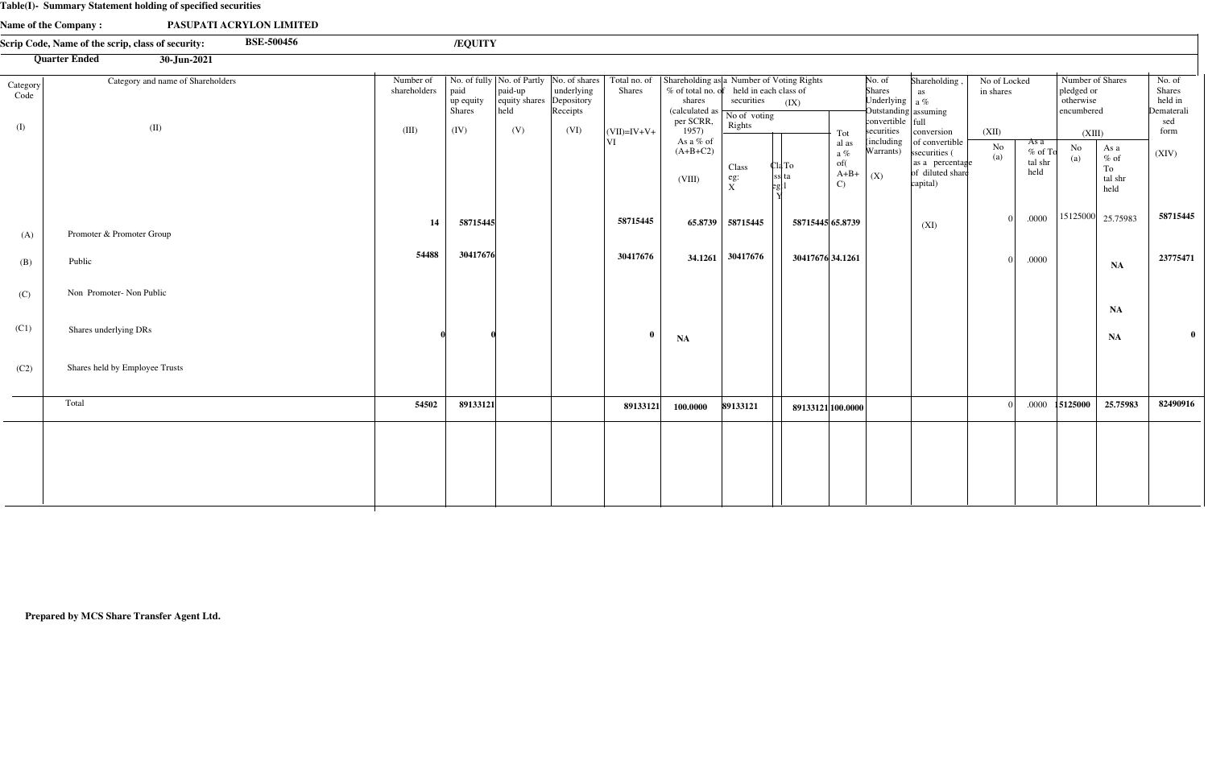**Table(I)- Summary Statement holding of specified securities**

**Name of the Company :** **PASUPATI ACRYLON LIMITED**

**Scrip Code, Name of the scrip, class of security:** **BSE-500456** **/EQUITY**

**Quarter Ended** **30-Jun-2021**

| Category Code (I) | Category and name of Shareholders (II) | Number of shareholders (III) | No. of fully paid up equity Shares (IV) | No. of Partly paid-up equity shares held (V) | No. of shares underlying Depository Receipts (VI) | Total no. of Shares (VII)=IV+V+VI | Shareholding as a % of total no. of shares (calculated as per SCRR, 1957) As a % of (A+B+C2) (VIII) | Number of Voting Rights held in each class of securities (IX) | | | | No. of Shares Underlying Outstanding convertible securities (including Warrants) (X) | Shareholding , as a % assuming full conversion of convertible ssecurities ( as a percentage of diluted share capital) (XI) | No of Locked in shares (XII) | | Number of Shares pledged or otherwise encumbered (XIII) | | No. of Shares held in Dematerialised form (XIV) |
|---|---|---|---|---|---|---|---|---|---|---|---|---|---|---|---|---|---|---|
| | | | | | | | | No of voting Rights | | | Total as a % of (A+B+C) | | | No (a) | As a % of Total shr held | No (a) | As a % of Total shr held | |
| | | | | | | | | Class eg: X | Class eg:Y | Total | | | | | | | | |
| (A) | Promoter & Promoter Group | 14 | 58715445 | | | 58715445 | 65.8739 | 58715445 | | 58715445 | 65.8739 | | | 0 | .0000 | 15125000 | 25.75983 | 58715445 |
| (B) | Public | 54488 | 30417676 | | | 30417676 | 34.1261 | 30417676 | | 30417676 | 34.1261 | | | 0 | .0000 | | NA | 23775471 |
| (C) | Non Promoter- Non Public | | | | | | | | | | | | | | | | NA | |
| (C1) | Shares underlying DRs | 0 | 0 | | | 0 | NA | | | | | | | | | | NA | 0 |
| (C2) | Shares held by Employee Trusts | | | | | | | | | | | | | | | | | |
| | Total | 54502 | 89133121 | | | 89133121 | 100.0000 | 89133121 | | 89133121 | 100.0000 | | | 0 | .0000 | 15125000 | 25.75983 | 82490916 |

**Prepared by MCS Share Transfer Agent Ltd.**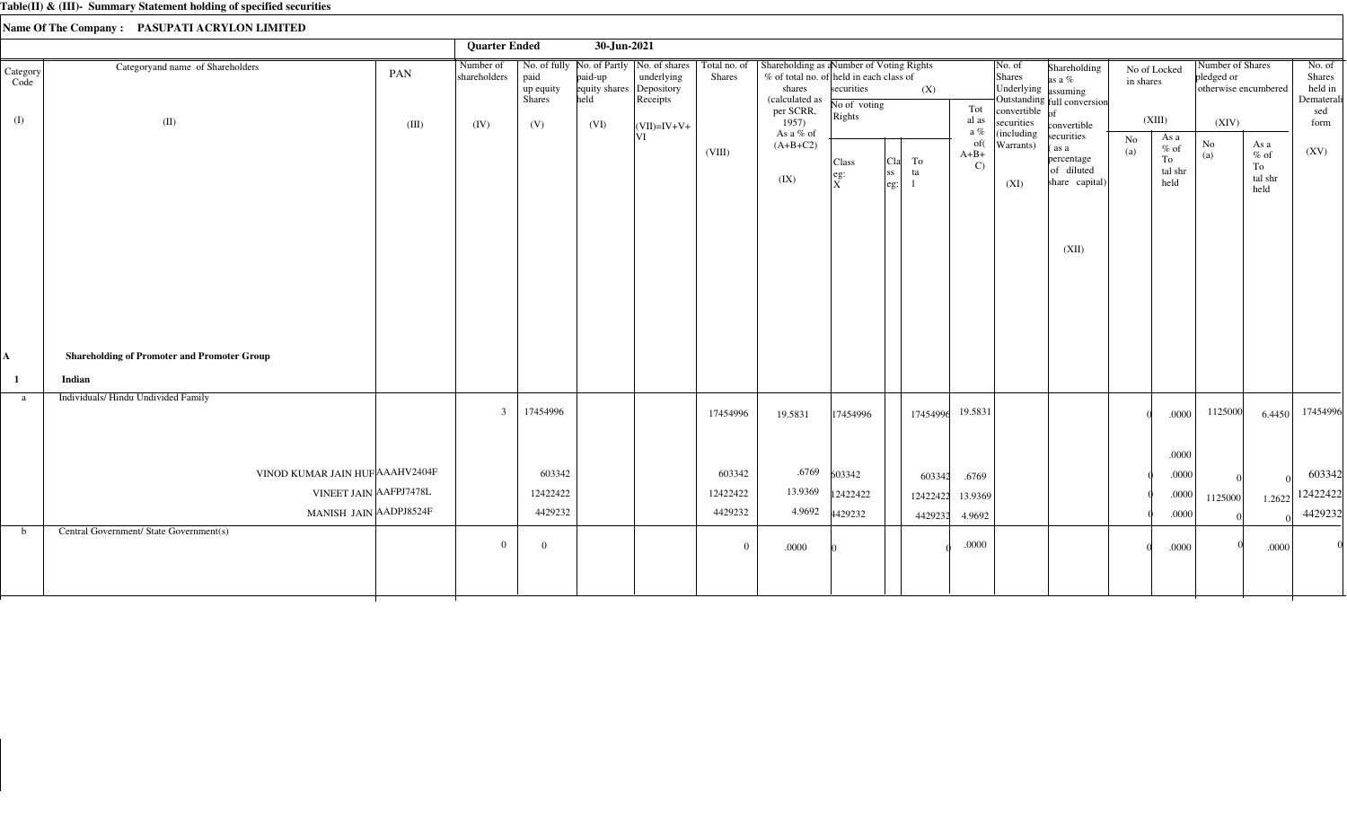**Table(II) & (III)- Summary Statement holding of specified securities**

**Name Of The Company : PASUPATI ACRYLON LIMITED**

**Quarter Ended 30-Jun-2021**

| Category Code | Categoryand name of Shareholders | PAN | Number of shareholders | No. of fully paid up equity Shares | No. of Partly paid-up equity shares held | No. of shares underlying Depository Receipts | Total no. of Shares | Shareholding as a % of total no. of shares (calculated as per SCRR, 1957) As a % of (A+B+C2) | Number of Voting Rights held in each class of securities (X) | | | | No. of Shares Underlying Outstanding convertible securities (including Warrants) | Shareholding as a % assuming full conversion of convertible securities ( as a percentage of diluted share capital) | No of Locked in shares (XIII) | | Number of Shares pledged or otherwise encumbered (XIV) | | No. of Shares held in Dematerialised form |
|---|---|---|---|---|---|---|---|---|---|---|---|---|---|---|---|---|---|---|---|
| | | | | | | | | | No of voting Rights | | | Total as a % of(A+B+C) | | | No (a) | As a % of Total shr held | No (a) | As a % of Total shr held | |
| | | | | | | | | | Class eg: X | Class eg: | Total | | | | | | | | |
| (I) | (II) | (III) | (IV) | (V) | (VI) | (VII)=IV+V+VI | (VIII) | (IX) | | | | | (XI) | (XII) | | | | | (XV) |
| **A** | **Shareholding of Promoter and Promoter Group** | | | | | | | | | | | | | | | | | | |
| **1** | **Indian** | | | | | | | | | | | | | | | | | | |
| a | Individuals/ Hindu Undivided Family | | 3 | 17454996 | | | 17454996 | 19.5831 | 17454996 | | 17454996 | 19.5831 | | | 0 | .0000 | 1125000 | 6.4450 | 17454996 |
| | | | | | | | | | | | | | | | | .0000 | | | |
| | VINOD KUMAR JAIN HUF | AAAHV2404F | | 603342 | | | 603342 | .6769 | 603342 | | 603342 | .6769 | | | 0 | .0000 | 0 | 0 | 603342 |
| | VINEET JAIN | AAFPJ7478L | | 12422422 | | | 12422422 | 13.9369 | 12422422 | | 12422422 | 13.9369 | | | 0 | .0000 | 1125000 | 1.2622 | 12422422 |
| | MANISH JAIN | AADPJ8524F | | 4429232 | | | 4429232 | 4.9692 | 4429232 | | 4429232 | 4.9692 | | | 0 | .0000 | 0 | 0 | 4429232 |
| b | Central Government/ State Government(s) | | 0 | 0 | | | 0 | .0000 | 0 | | 0 | .0000 | | | 0 | .0000 | 0 | .0000 | 0 |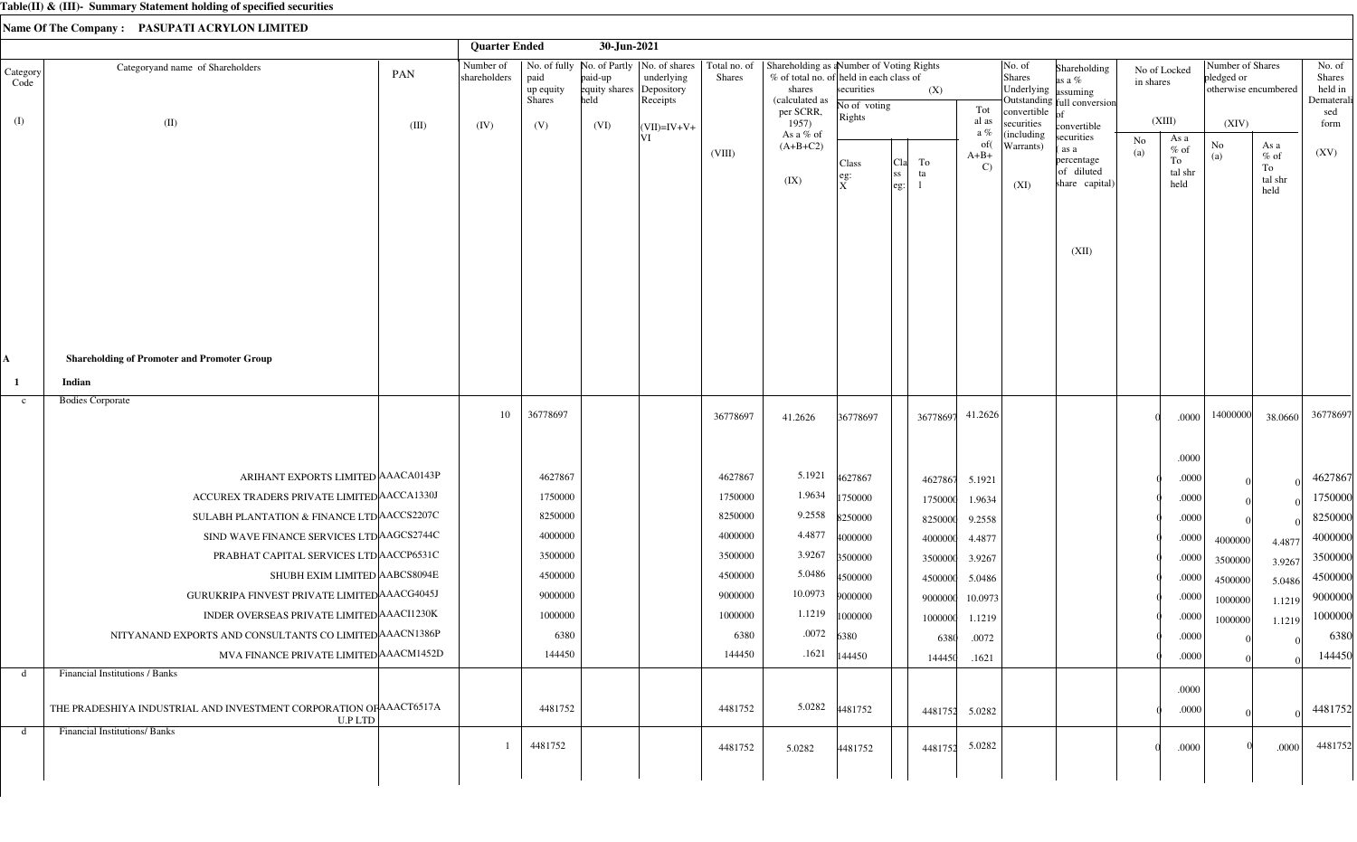**Table(II) & (III)- Summary Statement holding of specified securities**

**Name Of The Company : PASUPATI ACRYLON LIMITED**

**Quarter Ended 30-Jun-2021**

| Category Code (I) | Categoryand name of Shareholders (II) | PAN (III) | Number of shareholders (IV) | No. of fully paid up equity Shares (V) | No. of Partly paid-up equity shares held (VI) | No. of shares underlying Depository Receipts | Total no. of Shares (VII)=IV+V+VI (VIII) | Shareholding as a % of total no. of shares (calculated as per SCRR, 1957) As a % of (A+B+C2) (IX) | Number of Voting Rights held in each class of securities (X) - No of voting Rights Class eg: X | Class eg: | Total | Total as a % of(A+B+C) | No. of Shares Underlying Outstanding convertible securities (including Warrants) (XI) | Shareholding as a % assuming full conversion of convertible securities ( as a percentage of diluted share capital) (XII) | No of Locked in shares (XIII) No (a) | As a % of Total shr held | Number of Shares pledged or otherwise encumbered (XIV) No (a) | As a % of Total shr held | No. of Shares held in Dematerialised form (XV) |
|---|---|---|---|---|---|---|---|---|---|---|---|---|---|---|---|---|---|---|---|
| **A** | **Shareholding of Promoter and Promoter Group** | | | | | | | | | | | | | | | | | | |
| **1** | **Indian** | | | | | | | | | | | | | | | | | | |
| c | Bodies Corporate | | 10 | 36778697 | | | 36778697 | 41.2626 | 36778697 | | 36778697 | 41.2626 | | | 0 | .0000 | 14000000 | 38.0660 | 36778697 |
| | | | | | | | | | | | | | | | | .0000 | | | |
| | ARIHANT EXPORTS LIMITED | AAACA0143P | | 4627867 | | | 4627867 | 5.1921 | 4627867 | | 4627867 | 5.1921 | | | 0 | .0000 | 0 | 0 | 4627867 |
| | ACCUREX TRADERS PRIVATE LIMITED | AACCA1330J | | 1750000 | | | 1750000 | 1.9634 | 1750000 | | 1750000 | 1.9634 | | | 0 | .0000 | 0 | 0 | 1750000 |
| | SULABH PLANTATION & FINANCE LTD | AACCS2207C | | 8250000 | | | 8250000 | 9.2558 | 8250000 | | 8250000 | 9.2558 | | | 0 | .0000 | 0 | 0 | 8250000 |
| | SIND WAVE FINANCE SERVICES LTD | AAGCS2744C | | 4000000 | | | 4000000 | 4.4877 | 4000000 | | 4000000 | 4.4877 | | | 0 | .0000 | 4000000 | 4.4877 | 4000000 |
| | PRABHAT CAPITAL SERVICES LTD | AACCP6531C | | 3500000 | | | 3500000 | 3.9267 | 3500000 | | 3500000 | 3.9267 | | | 0 | .0000 | 3500000 | 3.9267 | 3500000 |
| | SHUBH EXIM LIMITED | AABCS8094E | | 4500000 | | | 4500000 | 5.0486 | 4500000 | | 4500000 | 5.0486 | | | 0 | .0000 | 4500000 | 5.0486 | 4500000 |
| | GURUKRIPA FINVEST PRIVATE LIMITED | AAACG4045J | | 9000000 | | | 9000000 | 10.0973 | 9000000 | | 9000000 | 10.0973 | | | 0 | .0000 | 1000000 | 1.1219 | 9000000 |
| | INDER OVERSEAS PRIVATE LIMITED | AAACI1230K | | 1000000 | | | 1000000 | 1.1219 | 1000000 | | 1000000 | 1.1219 | | | 0 | .0000 | 1000000 | 1.1219 | 1000000 |
| | NITYANAND EXPORTS AND CONSULTANTS CO LIMITED | AAACN1386P | | 6380 | | | 6380 | .0072 | 6380 | | 6380 | .0072 | | | 0 | .0000 | 0 | 0 | 6380 |
| | MVA FINANCE PRIVATE LIMITED | AAACM1452D | | 144450 | | | 144450 | .1621 | 144450 | | 144450 | .1621 | | | 0 | .0000 | 0 | 0 | 144450 |
| d | Financial Institutions / Banks | | | | | | | | | | | | | | | .0000 | | | |
| | THE PRADESHIYA INDUSTRIAL AND INVESTMENT CORPORATION OF U.P LTD | AAACT6517A | | 4481752 | | | 4481752 | 5.0282 | 4481752 | | 4481752 | 5.0282 | | | 0 | .0000 | 0 | 0 | 4481752 |
| d | Financial Institutions/ Banks | | 1 | 4481752 | | | 4481752 | 5.0282 | 4481752 | | 4481752 | 5.0282 | | | 0 | .0000 | 0 | .0000 | 4481752 |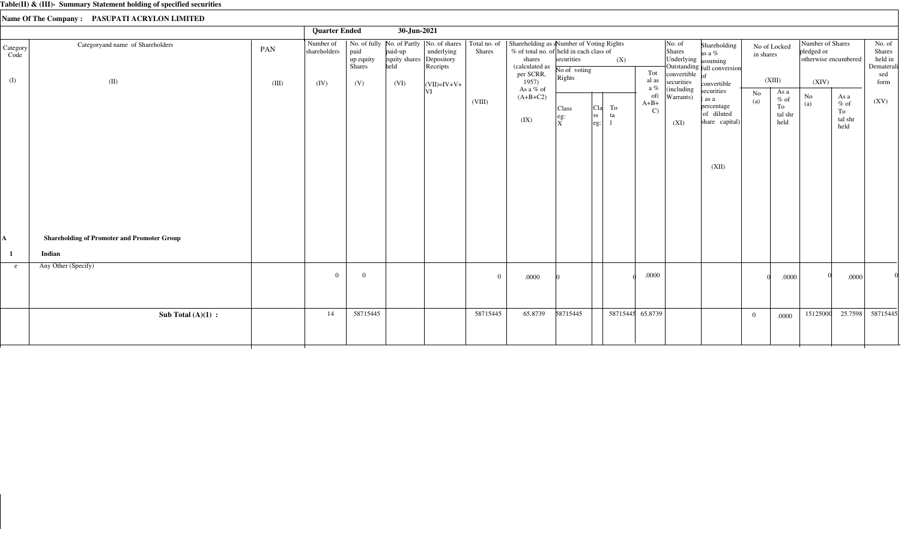**Table(II) & (III)- Summary Statement holding of specified securities**

**Name Of The Company : PASUPATI ACRYLON LIMITED**

**Quarter Ended 30-Jun-2021**

| Category Code (I) | Categoryand name of Shareholders (II) | PAN (III) | Number of shareholders (IV) | No. of fully paid up equity Shares (V) | No. of Partly paid-up equity shares held (VI) | No. of shares underlying Depository Receipts (VII)=IV+V+VI | Total no. of Shares (VIII) | Shareholding as a % of total no. of shares (calculated as per SCRR, 1957) As a % of (A+B+C2) (IX) | Number of Voting Rights held in each class of securities (X) | | | | No. of Shares Underlying Outstanding convertible securities (including Warrants) (XI) | Shareholding as a % assuming full conversion of convertible securities ( as a percentage of diluted share capital) (XII) | No of Locked in shares (XIII) | | Number of Shares pledged or otherwise encumbered (XIV) | | No. of Shares held in Dematerialised form (XV) |
|---|---|---|---|---|---|---|---|---|---|---|---|---|---|---|---|---|---|---|---|
| | | | | | | | | | No of voting Rights | | | Total as a % of (A+B+C) | | | No (a) | As a % of Total shr held | No (a) | As a % of Total shr held | |
| | | | | | | | | | Class eg: X | Class eg: | Total | | | | | | | | |
| A | **Shareholding of Promoter and Promoter Group** | | | | | | | | | | | | | | | | | | |
| 1 | **Indian** | | | | | | | | | | | | | | | | | | |
| e | Any Other (Specify) | | 0 | 0 | | | 0 | .0000 | 0 | | 0 | .0000 | | | 0 | .0000 | 0 | .0000 | 0 |
| | **Sub Total (A)(1) :** | | 14 | 58715445 | | | 58715445 | 65.8739 | 58715445 | | 58715445 | 65.8739 | | | 0 | .0000 | 15125000 | 25.7598 | 58715445 |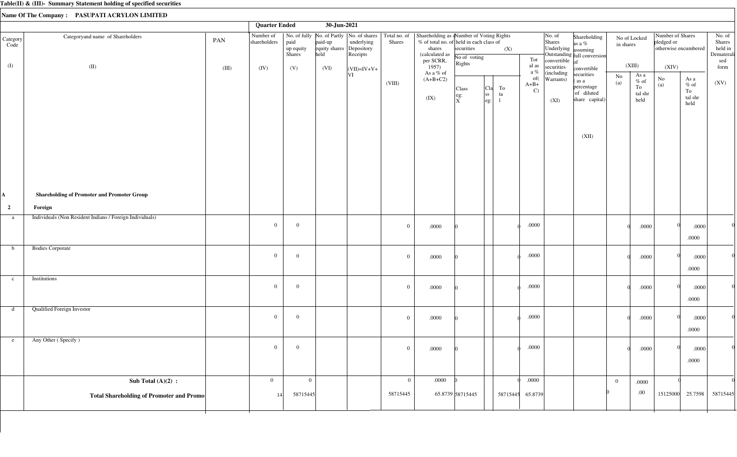**Table(II) & (III)- Summary Statement holding of specified securities**

**Name Of The Company : PASUPATI ACRYLON LIMITED**

**Quarter Ended 30-Jun-2021**

| Category Code (I) | Categoryand name of Shareholders (II) | PAN (III) | Number of shareholders (IV) | No. of fully paid up equity Shares (V) | No. of Partly paid-up equity shares held (VI) | No. of shares underlying Depository Receipts (VII)=IV+V+VI | Total no. of Shares (VIII) | Shareholding as a % of total no. of shares (calculated as per SCRR, 1957) As a % of (A+B+C2) (IX) | Number of Voting Rights held in each class of securities (X) | | | | No. of Shares Underlying Outstanding convertible securities (including Warrants) (XI) | Shareholding as a % assuming full conversion of convertible securities ( as a percentage of diluted share capital) (XII) | No of Locked in shares (XIII) | | Number of Shares pledged or otherwise encumbered (XIV) | | No. of Shares held in Dematerialised form (XV) |
|---|---|---|---|---|---|---|---|---|---|---|---|---|---|---|---|---|---|---|---|
| | | | | | | | | | No of voting Rights: Class eg: X | Class eg: | Total | Total as a % of(A+B+C) | | | No (a) | As a % of Total shr held | No (a) | As a % of Total shr held | |
| **A** | **Shareholding of Promoter and Promoter Group** | | | | | | | | | | | | | | | | | | |
| **2** | **Foreign** | | | | | | | | | | | | | | | | | | |
| a | Individuals (Non Resident Indians / Foreign Individuals) | | 0 | 0 | | | 0 | .0000 | 0 | | 0 | .0000 | | | 0 | .0000 | 0 | .0000 .0000 | 0 |
| b | Bodies Corporate | | 0 | 0 | | | 0 | .0000 | 0 | | 0 | .0000 | | | 0 | .0000 | 0 | .0000 .0000 | 0 |
| c | Institutions | | 0 | 0 | | | 0 | .0000 | 0 | | 0 | .0000 | | | 0 | .0000 | 0 | .0000 .0000 | 0 |
| d | Qualified Foreign Investor | | 0 | 0 | | | 0 | .0000 | 0 | | 0 | .0000 | | | 0 | .0000 | 0 | .0000 .0000 | 0 |
| e | Any Other ( Specify ) | | 0 | 0 | | | 0 | .0000 | 0 | | 0 | .0000 | | | 0 | .0000 | 0 | .0000 .0000 | 0 |
| | **Sub Total (A)(2) :** | | 0 | 0 | | | 0 | .0000 | 0 | | 0 | .0000 | | | 0 | .0000 | 0 | | 0 |
| | **Total Shareholding of Promoter and Promo** | | 14 | 58715445 | | | 58715445 | 65.8739 | 58715445 | | 58715445 | 65.8739 | | | 0 | .00 | 15125000 | 25.7598 | 58715445 |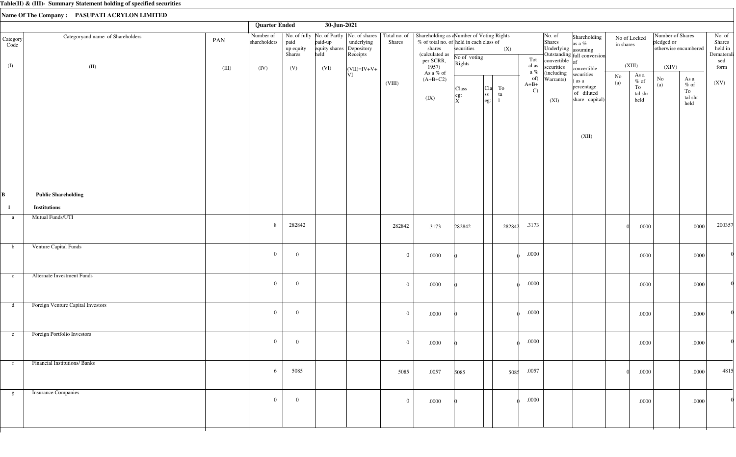**Table(II) & (III)- Summary Statement holding of specified securities**

**Name Of The Company : PASUPATI ACRYLON LIMITED**

**Quarter Ended 30-Jun-2021**

| Category Code (I) | Categoryand name of Shareholders (II) | PAN (III) | Number of shareholders (IV) | No. of fully paid up equity Shares (V) | No. of Partly paid-up equity shares held (VI) | No. of shares underlying Depository Receipts (VI) | Total no. of Shares (VII)=IV+V+VI (VIII) | Shareholding as a % of total no. of shares (calculated as per SCRR, 1957) As a % of (A+B+C2) (IX) | Number of Voting Rights held in each class of securities (X) No of voting Rights Class eg: X | Class eg: | Total | Total as a % of (A+B+C) | No. of Shares Underlying Outstanding convertible securities (including Warrants) (XI) | Shareholding as a % assuming full conversion of convertible securities ( as a percentage of diluted share capital) (XII) | No of Locked in shares (XIII) No (a) | As a % of Total shr held | Number of Shares pledged or otherwise encumbered (XIV) No (a) | As a % of Total shr held | No. of Shares held in Dematerialised form (XV) |
|---|---|---|---|---|---|---|---|---|---|---|---|---|---|---|---|---|---|---|---|
| **B** | **Public Shareholding** | | | | | | | | | | | | | | | | | | |
| **1** | **Institutions** | | | | | | | | | | | | | | | | | | |
| a | Mutual Funds/UTI | | 8 | 282842 | | | 282842 | .3173 | 282842 | | 282842 | .3173 | | | 0 | .0000 | | .0000 | 200357 |
| b | Venture Capital Funds | | 0 | 0 | | | 0 | .0000 | 0 | | 0 | .0000 | | | | .0000 | | .0000 | 0 |
| c | Alternate Investment Funds | | 0 | 0 | | | 0 | .0000 | 0 | | 0 | .0000 | | | | .0000 | | .0000 | 0 |
| d | Foreign Venture Capital Investors | | 0 | 0 | | | 0 | .0000 | 0 | | 0 | .0000 | | | | .0000 | | .0000 | 0 |
| e | Foreign Portfolio Investors | | 0 | 0 | | | 0 | .0000 | 0 | | 0 | .0000 | | | | .0000 | | .0000 | 0 |
| f | Financial Institutions/ Banks | | 6 | 5085 | | | 5085 | .0057 | 5085 | | 5085 | .0057 | | | 0 | .0000 | | .0000 | 4815 |
| g | Insurance Companies | | 0 | 0 | | | 0 | .0000 | 0 | | 0 | .0000 | | | | .0000 | | .0000 | 0 |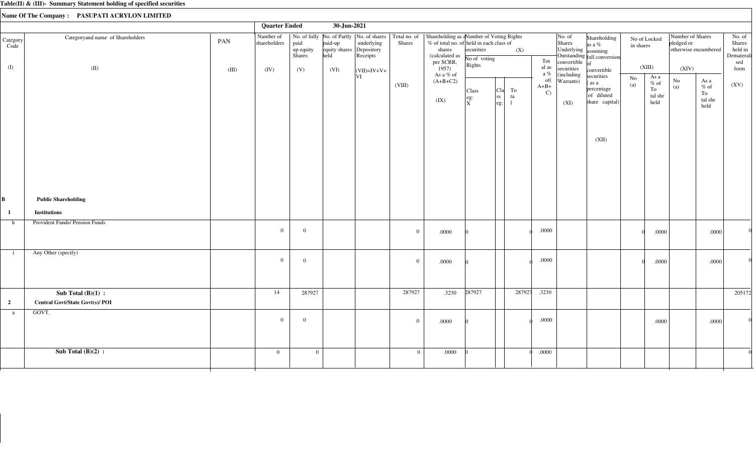**Table(II) & (III)- Summary Statement holding of specified securities**

**Name Of The Company : PASUPATI ACRYLON LIMITED**

**Quarter Ended 30-Jun-2021**

| Category Code (I) | Categoryand name of Shareholders (II) | PAN (III) | Number of shareholders (IV) | No. of fully paid up equity Shares (V) | No. of Partly paid-up equity shares held (VI) | No. of shares underlying Depository Receipts | Total no. of Shares (VII)=IV+V+VI | Shareholding as a % of total no. of shares (calculated as per SCRR, 1957) As a % of (A+B+C2) (VIII) | Number of Voting Rights held in each class of securities (IX) - No of voting Rights - Class eg: X | Class eg: | Total | Total as a % of (A+B+C) | No. of Shares Underlying Outstanding convertible securities (including Warrants) (X) | Shareholding as a % assuming full conversion of convertible securities ( as a percentage of diluted share capital) (XI) | No of Locked in shares (XII) No (a) | As a % of Total shr held | Number of Shares pledged or otherwise encumbered (XIII) No (a) | As a % of Total shr held | No. of Shares held in Dematerialised form (XIV) |
|---|---|---|---|---|---|---|---|---|---|---|---|---|---|---|---|---|---|---|---|
| **B** | **Public Shareholding** | | | | | | | | | | | | | | | | | | |
| **1** | **Institutions** | | | | | | | | | | | | | | | | | | |
| h | Provident Funds/ Pension Funds | | 0 | 0 | | | 0 | .0000 | 0 | | 0 | .0000 | | | 0 | .0000 | | .0000 | 0 |
| i | Any Other (specify) | | 0 | 0 | | | 0 | .0000 | 0 | | 0 | .0000 | | | 0 | .0000 | | .0000 | 0 |
| | **Sub Total (B)(1) :** | | 14 | 287927 | | | 287927 | .3230 | 287927 | | 287927 | .3230 | | | | | | | 205172 |
| **2** | **Central Govt/State Govt(s)/ POI** | | | | | | | | | | | | | | | | | | |
| a | GOVT. | | 0 | 0 | | | 0 | .0000 | 0 | | 0 | .0000 | | | | .0000 | | .0000 | 0 |
| | **Sub Total (B)(2) :** | | 0 | 0 | | | 0 | .0000 | 0 | | 0 | .0000 | | | | | | | 0 |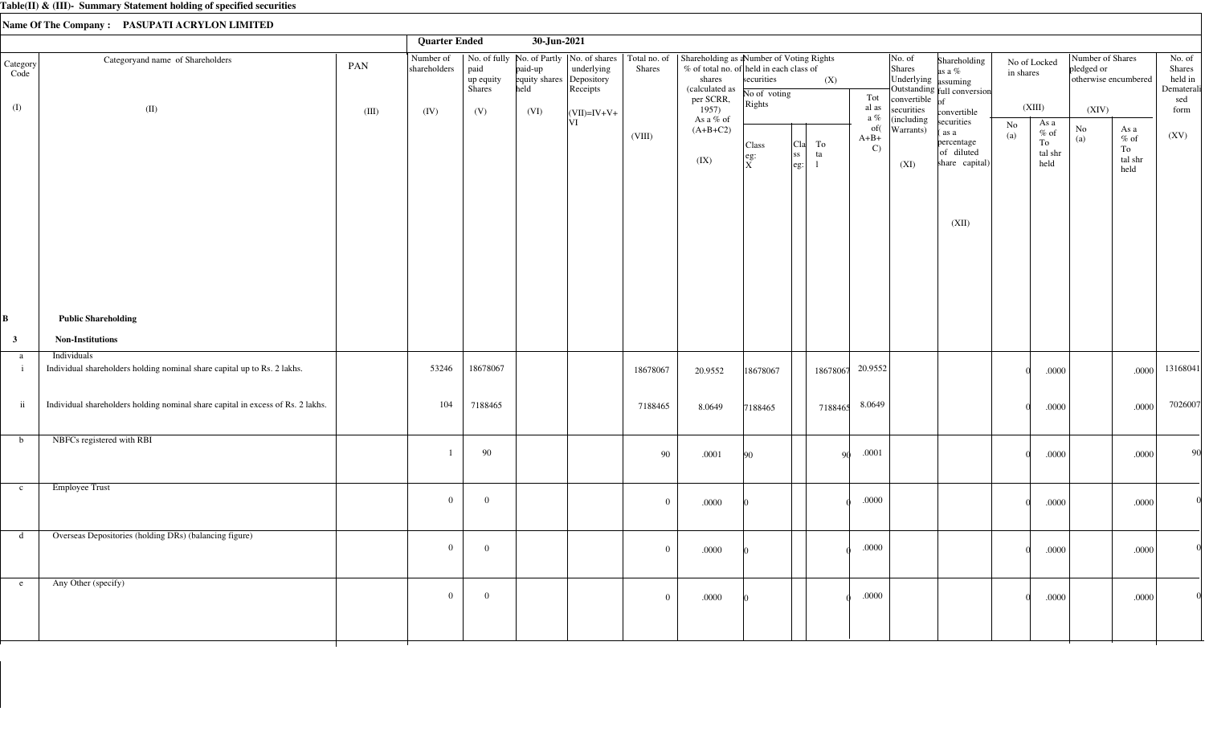**Table(II) & (III)- Summary Statement holding of specified securities**

**Name Of The Company : PASUPATI ACRYLON LIMITED**

**Quarter Ended 30-Jun-2021**

| Category Code (I) | Categoryand name of Shareholders (II) | PAN (III) | Number of shareholders (IV) | No. of fully paid up equity Shares (V) | No. of Partly paid-up equity shares held (VI) | No. of shares underlying Depository Receipts (VI) | Total no. of Shares (VII)=IV+V+VI | Shareholding as a % of total no. of shares (calculated as per SCRR, 1957) As a % of (A+B+C2) (VIII) | Number of Voting Rights held in each class of securities (IX) No of voting Rights Class eg: X | Class eg: Y | Total | Total as a % of (A+B+C) | No. of Shares Underlying Outstanding convertible securities (including Warrants) (X) | Shareholding as a % assuming full conversion of convertible securities ( as a percentage of diluted share capital) (XI) | No of Locked in shares (XII) No (a) | As a % of Total shr held | Number of Shares pledged or otherwise encumbered (XIII) No (a) | As a % of Total shr held | No. of Shares held in Dematerialised form (XIV) |
|---|---|---|---|---|---|---|---|---|---|---|---|---|---|---|---|---|---|---|---|
| **B** | **Public Shareholding** | | | | | | | | | | | | | | | | | | |
| **3** | **Non-Institutions** | | | | | | | | | | | | | | | | | | |
| a | Individuals | | | | | | | | | | | | | | | | | | |
| i | Individual shareholders holding nominal share capital up to Rs. 2 lakhs. | | 53246 | 18678067 | | | 18678067 | 20.9552 | 18678067 | | 18678067 | 20.9552 | | | 0 | .0000 | | .0000 | 13168041 |
| ii | Individual shareholders holding nominal share capital in excess of Rs. 2 lakhs. | | 104 | 7188465 | | | 7188465 | 8.0649 | 7188465 | | 7188465 | 8.0649 | | | 0 | .0000 | | .0000 | 7026007 |
| b | NBFCs registered with RBI | | 1 | 90 | | | 90 | .0001 | 90 | | 90 | .0001 | | | 0 | .0000 | | .0000 | 90 |
| c | Employee Trust | | 0 | 0 | | | 0 | .0000 | 0 | | 0 | .0000 | | | 0 | .0000 | | .0000 | 0 |
| d | Overseas Depositories (holding DRs) (balancing figure) | | 0 | 0 | | | 0 | .0000 | 0 | | 0 | .0000 | | | 0 | .0000 | | .0000 | 0 |
| e | Any Other (specify) | | 0 | 0 | | | 0 | .0000 | 0 | | 0 | .0000 | | | 0 | .0000 | | .0000 | 0 |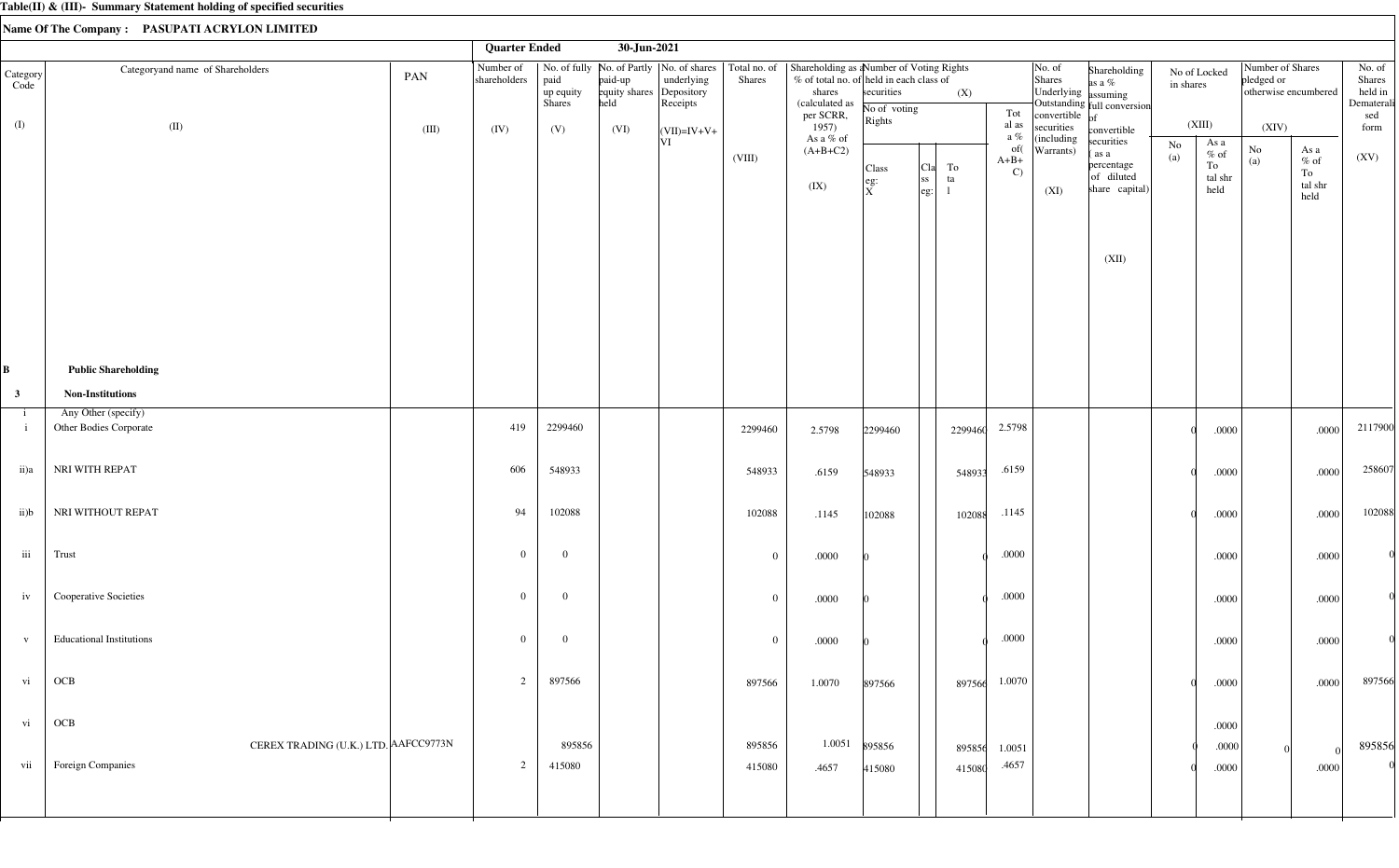**Table(II) & (III)- Summary Statement holding of specified securities**

**Name Of The Company : PASUPATI ACRYLON LIMITED**

**Quarter Ended 30-Jun-2021**

| Category Code (I) | Categoryand name of Shareholders (II) | PAN (III) | Number of shareholders (IV) | No. of fully paid up equity Shares (V) | No. of Partly paid-up equity shares held (VI) | No. of shares underlying Depository Receipts | Total no. of Shares (VII)=IV+V+VI (VIII) | Shareholding as a % of total no. of shares (calculated as per SCRR, 1957) As a % of (A+B+C2) (IX) | Number of Voting Rights held in each class of securities (X) No of voting Rights Class eg: X | Class eg: | Total | Total as a % of(A+B+C) | No. of Shares Underlying Outstanding convertible securities (including Warrants) (XI) | Shareholding as a % assuming full conversion of convertible securities ( as a percentage of diluted share capital) (XII) | No of Locked in shares (XIII) No (a) | As a % of Total shr held | Number of Shares pledged or otherwise encumbered (XIV) No (a) | As a % of Total shr held | No. of Shares held in Dematerialised form (XV) |
|---|---|---|---|---|---|---|---|---|---|---|---|---|---|---|---|---|---|---|---|
| **B** | **Public Shareholding** | | | | | | | | | | | | | | | | | | |
| **3** | **Non-Institutions** | | | | | | | | | | | | | | | | | | |
| i | Any Other (specify) | | | | | | | | | | | | | | | | | | |
| i | Other Bodies Corporate | | 419 | 2299460 | | | 2299460 | 2.5798 | 2299460 | | 2299460 | 2.5798 | | | 0 | .0000 | | .0000 | 2117900 |
| ii)a | NRI WITH REPAT | | 606 | 548933 | | | 548933 | .6159 | 548933 | | 548933 | .6159 | | | 0 | .0000 | | .0000 | 258607 |
| ii)b | NRI WITHOUT REPAT | | 94 | 102088 | | | 102088 | .1145 | 102088 | | 102088 | .1145 | | | 0 | .0000 | | .0000 | 102088 |
| iii | Trust | | 0 | 0 | | | 0 | .0000 | 0 | | 0 | .0000 | | | | .0000 | | .0000 | 0 |
| iv | Cooperative Societies | | 0 | 0 | | | 0 | .0000 | 0 | | 0 | .0000 | | | | .0000 | | .0000 | 0 |
| v | Educational Institutions | | 0 | 0 | | | 0 | .0000 | 0 | | 0 | .0000 | | | | .0000 | | .0000 | 0 |
| vi | OCB | | 2 | 897566 | | | 897566 | 1.0070 | 897566 | | 897566 | 1.0070 | | | 0 | .0000 | | .0000 | 897566 |
| vi | OCB | | | | | | | | | | | | | | | .0000 | | | |
| | CEREX TRADING (U.K.) LTD. | AAFCC9773N | | 895856 | | | 895856 | 1.0051 | 895856 | | 895856 | 1.0051 | | | 0 | .0000 | 0 | 0 | 895856 |
| vii | Foreign Companies | | 2 | 415080 | | | 415080 | .4657 | 415080 | | 415080 | .4657 | | | 0 | .0000 | | .0000 | 0 |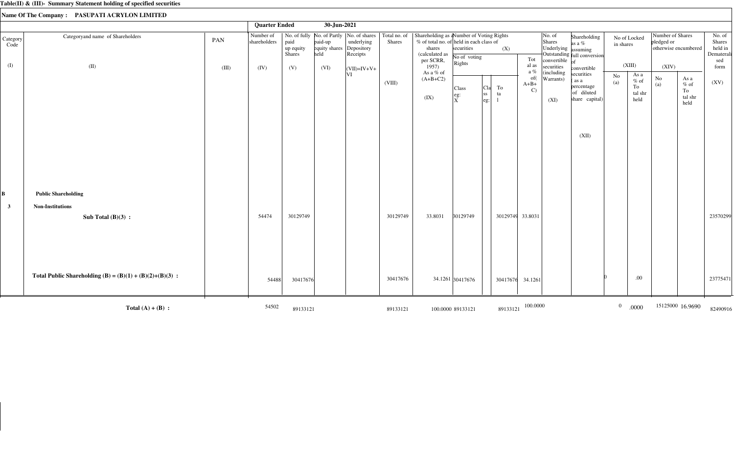**Table(II) & (III)- Summary Statement holding of specified securities**

**Name Of The Company : PASUPATI ACRYLON LIMITED**

**Quarter Ended 30-Jun-2021**

| Category Code (I) | Categoryand name of Shareholders (II) | PAN (III) | Number of shareholders (IV) | No. of fully paid up equity Shares (V) | No. of Partly paid-up equity shares held (VI) | No. of shares underlying Depository Receipts (VII)=IV+V+VI | Total no. of Shares (VIII) | Shareholding as a % of total no. of shares (calculated as per SCRR, 1957) As a % of (A+B+C2) (IX) | Number of Voting Rights held in each class of securities (X) | | | | No. of Shares Underlying Outstanding convertible securities (including Warrants) (XI) | Shareholding as a % assuming full conversion of convertible securities ( as a percentage of diluted share capital) (XII) | No of Locked in shares (XIII) | | Number of Shares pledged or otherwise encumbered (XIV) | | No. of Shares held in Dematerialised form (XV) |
|---|---|---|---|---|---|---|---|---|---|---|---|---|---|---|---|---|---|---|---|
| | | | | | | | | | No of voting Rights | | | Total as a % of (A+B+C) | | | No (a) | As a % of Total shr held | No (a) | As a % of Total shr held | |
| | | | | | | | | | Class eg: X | Class eg: | Total | | | | | | | | |
| **B** | **Public Shareholding** | | | | | | | | | | | | | | | | | | |
| **3** | **Non-Institutions** | | | | | | | | | | | | | | | | | | |
| | **Sub Total (B)(3) :** | | 54474 | 30129749 | | | 30129749 | 33.8031 | 30129749 | | 30129749 | 33.8031 | | | | | | | 23570299 |
| | **Total Public Shareholding (B) = (B)(1) + (B)(2)+(B)(3) :** | | 54488 | 30417676 | | | 30417676 | 34.1261 | 30417676 | | 30417676 | 34.1261 | | | 0 | .00 | | | 23775471 |
| | **Total (A) + (B) :** | | 54502 | 89133121 | | | 89133121 | 100.0000 | 89133121 | | 89133121 | 100.0000 | | | 0 | .0000 | 15125000 | 16.9690 | 82490916 |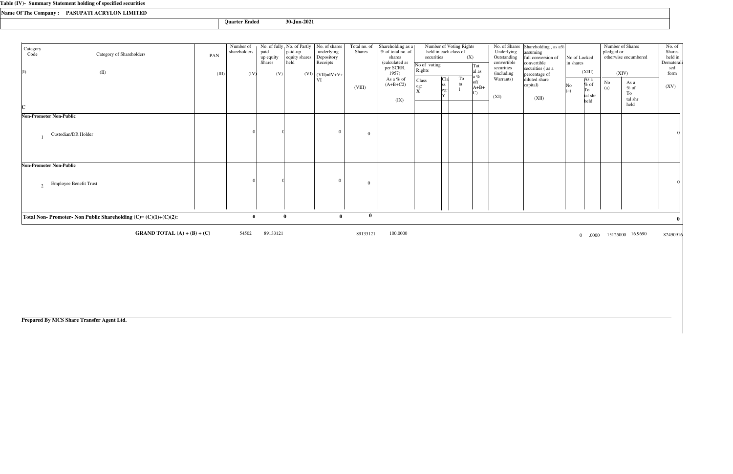**Table (IV)- Summary Statement holding of specified securities**

**Name Of The Company : PASUPATI ACRYLON LIMITED**

**Quarter Ended 30-Jun-2021**

| Category Code | Category of Shareholders | PAN | Number of shareholders | No. of fully paid up equity Shares | No. of Partly paid-up equity shares held | No. of shares underlying Depository Receipts | Total no. of Shares | Shareholding as a % of total no. of shares (calculated as per SCRR, 1957) As a % of (A+B+C2) | Number of Voting Rights held in each class of securities (X) | | | | No. of Shares Underlying Outstanding convertible securities (including Warrants) | Shareholding , as a% assuming full conversion of convertible securities ( as a percentage of diluted share capital) | No of Locked in shares (XIII) | | Number of Shares pledged or otherwise encumbered (XIV) | | No. of Shares held in Dematerialised form |
|---|---|---|---|---|---|---|---|---|---|---|---|---|---|---|---|---|---|---|---|
| | | | | | | | | | No of voting Rights | | | Total as a % of (A+B+C) | | | | | | | |
| | | | | | | | | | Class eg: X | Class eg: Y | Total | | | | No (a) | As a % of Total shr held | No (a) | As a % of Total shr held | |
| (I) | (II) | (III) | (IV) | (V) | (VI) | (VII)=IV+V+VI | (VIII) | (IX) | | | | | (XI) | (XII) | | | | | (XV) |
| **C** | | | | | | | | | | | | | | | | | | | |
| **Non-Promoter Non-Public** | | | | | | | | | | | | | | | | | | | |
| 1 | Custodian/DR Holder | | 0 | 0 | | 0 | 0 | | | | | | | | | | | | 0 |
| **Non-Promoter Non-Public** | | | | | | | | | | | | | | | | | | | |
| 2 | Employee Benefit Trust | | 0 | 0 | | 0 | 0 | | | | | | | | | | | | 0 |
| **Total Non- Promoter- Non Public Shareholding (C)= (C)(1)+(C)(2):** | | | **0** | **0** | | **0** | **0** | | | | | | | | | | | | **0** |
| | **GRAND TOTAL (A) + (B) + (C)** | | 54502 | 89133121 | | | 89133121 | 100.0000 | | | | | | | 0 | .0000 | 15125000 | 16.9690 | 82490916 |

**Prepared By MCS Share Transfer Agent Ltd.**